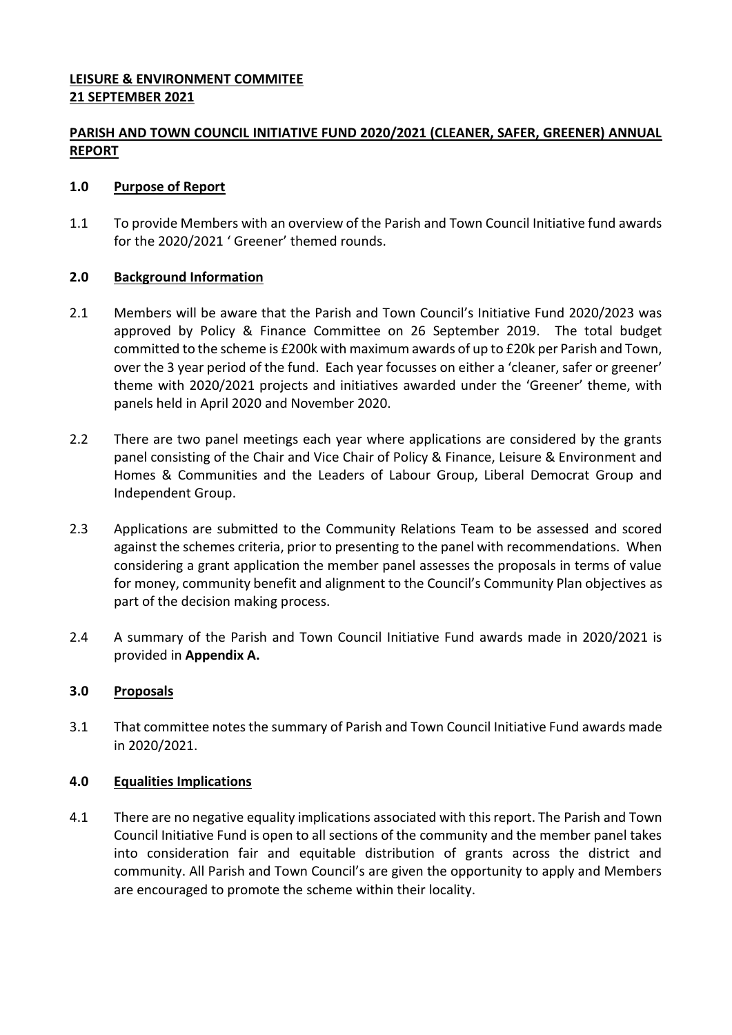**LEISURE & ENVIRONMENT COMMITEE**
**21 SEPTEMBER 2021**

## PARISH AND TOWN COUNCIL INITIATIVE FUND 2020/2021 (CLEANER, SAFER, GREENER) ANNUAL REPORT

### 1.0 Purpose of Report

1.1 To provide Members with an overview of the Parish and Town Council Initiative fund awards for the 2020/2021 ' Greener' themed rounds.

### 2.0 Background Information

2.1 Members will be aware that the Parish and Town Council's Initiative Fund 2020/2023 was approved by Policy & Finance Committee on 26 September 2019. The total budget committed to the scheme is £200k with maximum awards of up to £20k per Parish and Town, over the 3 year period of the fund. Each year focusses on either a 'cleaner, safer or greener' theme with 2020/2021 projects and initiatives awarded under the 'Greener' theme, with panels held in April 2020 and November 2020.

2.2 There are two panel meetings each year where applications are considered by the grants panel consisting of the Chair and Vice Chair of Policy & Finance, Leisure & Environment and Homes & Communities and the Leaders of Labour Group, Liberal Democrat Group and Independent Group.

2.3 Applications are submitted to the Community Relations Team to be assessed and scored against the schemes criteria, prior to presenting to the panel with recommendations. When considering a grant application the member panel assesses the proposals in terms of value for money, community benefit and alignment to the Council's Community Plan objectives as part of the decision making process.

2.4 A summary of the Parish and Town Council Initiative Fund awards made in 2020/2021 is provided in **Appendix A.**

### 3.0 Proposals

3.1 That committee notes the summary of Parish and Town Council Initiative Fund awards made in 2020/2021.

### 4.0 Equalities Implications

4.1 There are no negative equality implications associated with this report. The Parish and Town Council Initiative Fund is open to all sections of the community and the member panel takes into consideration fair and equitable distribution of grants across the district and community. All Parish and Town Council's are given the opportunity to apply and Members are encouraged to promote the scheme within their locality.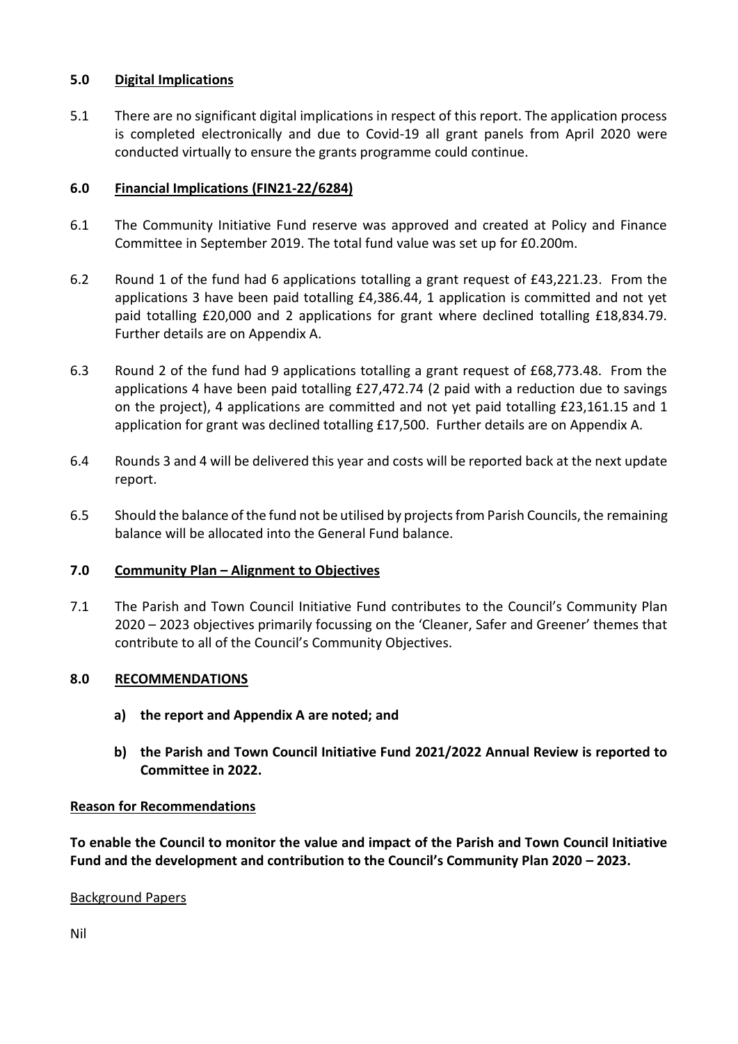## 5.0 Digital Implications

5.1 There are no significant digital implications in respect of this report. The application process is completed electronically and due to Covid-19 all grant panels from April 2020 were conducted virtually to ensure the grants programme could continue.

## 6.0 Financial Implications (FIN21-22/6284)

6.1 The Community Initiative Fund reserve was approved and created at Policy and Finance Committee in September 2019. The total fund value was set up for £0.200m.

6.2 Round 1 of the fund had 6 applications totalling a grant request of £43,221.23. From the applications 3 have been paid totalling £4,386.44, 1 application is committed and not yet paid totalling £20,000 and 2 applications for grant where declined totalling £18,834.79. Further details are on Appendix A.

6.3 Round 2 of the fund had 9 applications totalling a grant request of £68,773.48. From the applications 4 have been paid totalling £27,472.74 (2 paid with a reduction due to savings on the project), 4 applications are committed and not yet paid totalling £23,161.15 and 1 application for grant was declined totalling £17,500. Further details are on Appendix A.

6.4 Rounds 3 and 4 will be delivered this year and costs will be reported back at the next update report.

6.5 Should the balance of the fund not be utilised by projects from Parish Councils, the remaining balance will be allocated into the General Fund balance.

## 7.0 Community Plan – Alignment to Objectives

7.1 The Parish and Town Council Initiative Fund contributes to the Council's Community Plan 2020 – 2023 objectives primarily focussing on the 'Cleaner, Safer and Greener' themes that contribute to all of the Council's Community Objectives.

## 8.0 RECOMMENDATIONS

**a) the report and Appendix A are noted; and**

**b) the Parish and Town Council Initiative Fund 2021/2022 Annual Review is reported to Committee in 2022.**

**Reason for Recommendations**

**To enable the Council to monitor the value and impact of the Parish and Town Council Initiative Fund and the development and contribution to the Council's Community Plan 2020 – 2023.**

Background Papers

Nil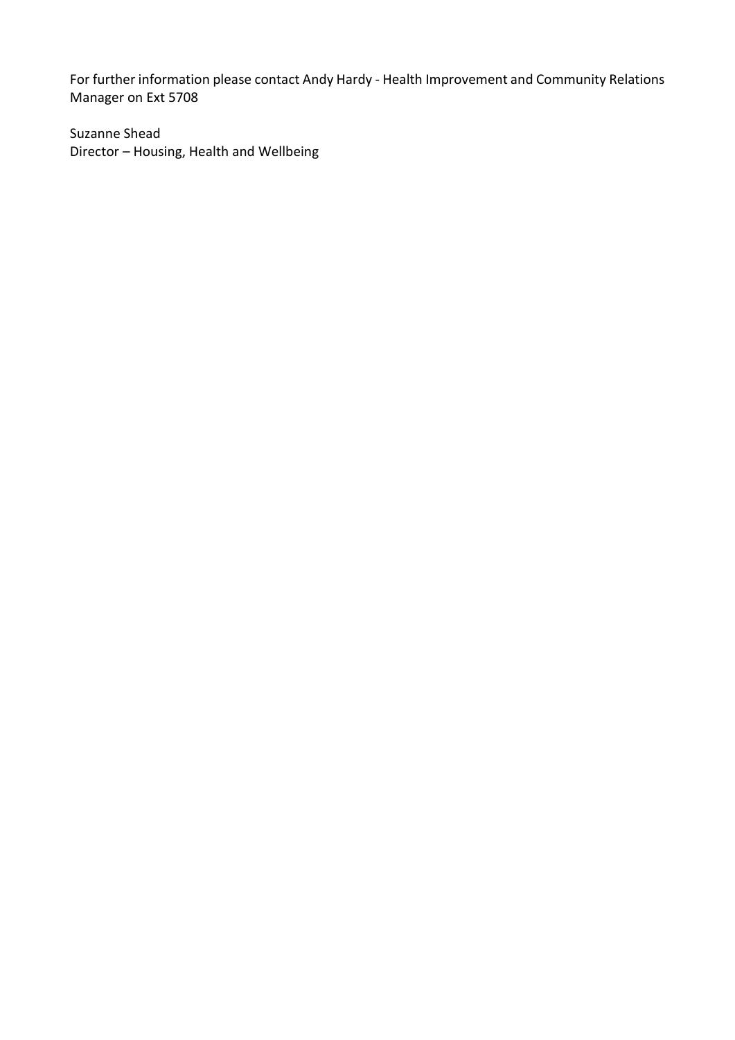For further information please contact Andy Hardy - Health Improvement and Community Relations Manager on Ext 5708

Suzanne Shead
Director – Housing, Health and Wellbeing